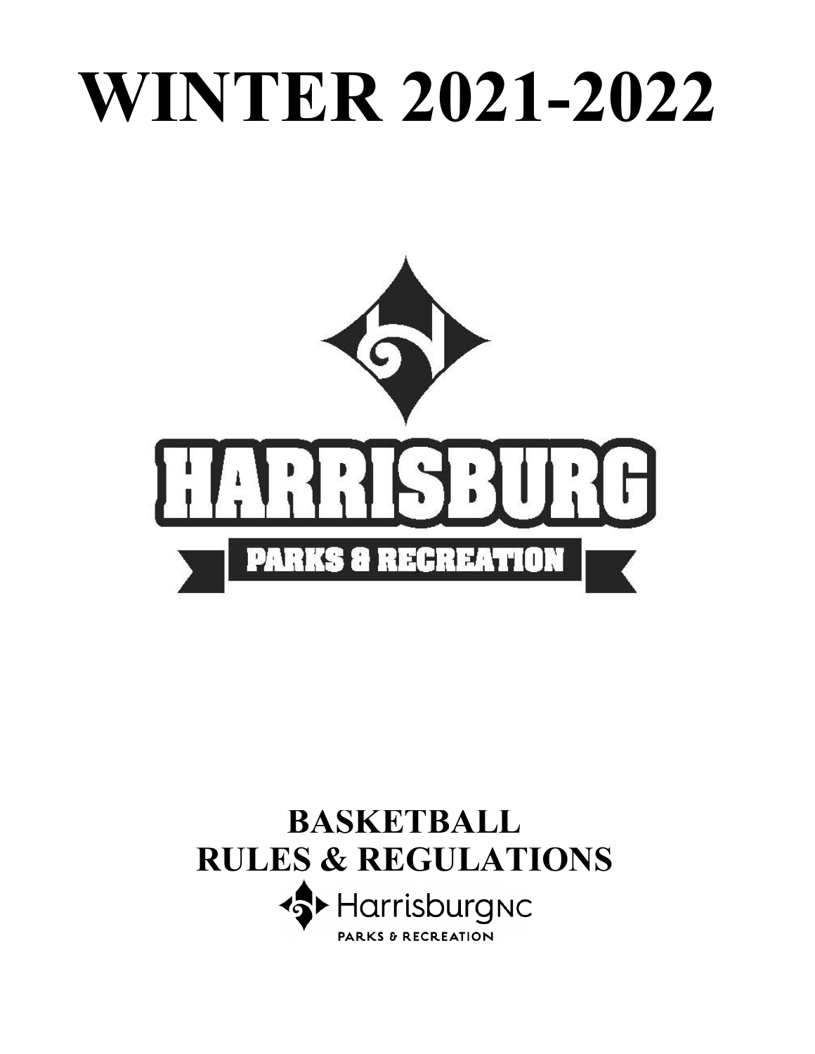# WINTER 2021-2022

HARRISBURG

PARKS & RECREATION

## BASKETBALL
## RULES & REGULATIONS

HarrisburgNC

PARKS & RECREATION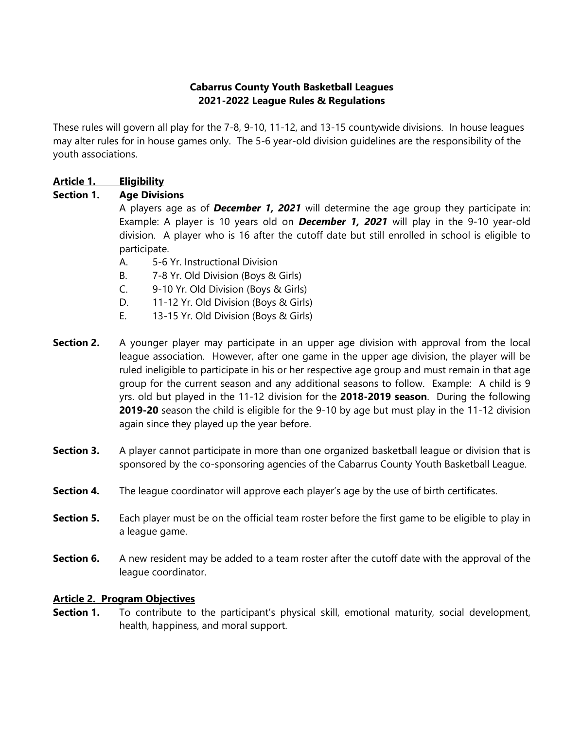**Cabarrus County Youth Basketball Leagues**
**2021-2022 League Rules & Regulations**

These rules will govern all play for the 7-8, 9-10, 11-12, and 13-15 countywide divisions. In house leagues may alter rules for in house games only. The 5-6 year-old division guidelines are the responsibility of the youth associations.

## Article 1. Eligibility

**Section 1. Age Divisions**

A players age as of ***December 1, 2021*** will determine the age group they participate in: Example: A player is 10 years old on ***December 1, 2021*** will play in the 9-10 year-old division. A player who is 16 after the cutoff date but still enrolled in school is eligible to participate.

- A. 5-6 Yr. Instructional Division
- B. 7-8 Yr. Old Division (Boys & Girls)
- C. 9-10 Yr. Old Division (Boys & Girls)
- D. 11-12 Yr. Old Division (Boys & Girls)
- E. 13-15 Yr. Old Division (Boys & Girls)

**Section 2.** A younger player may participate in an upper age division with approval from the local league association. However, after one game in the upper age division, the player will be ruled ineligible to participate in his or her respective age group and must remain in that age group for the current season and any additional seasons to follow. Example: A child is 9 yrs. old but played in the 11-12 division for the **2018-2019 season**. During the following **2019-20** season the child is eligible for the 9-10 by age but must play in the 11-12 division again since they played up the year before.

**Section 3.** A player cannot participate in more than one organized basketball league or division that is sponsored by the co-sponsoring agencies of the Cabarrus County Youth Basketball League.

**Section 4.** The league coordinator will approve each player's age by the use of birth certificates.

**Section 5.** Each player must be on the official team roster before the first game to be eligible to play in a league game.

**Section 6.** A new resident may be added to a team roster after the cutoff date with the approval of the league coordinator.

## Article 2. Program Objectives

**Section 1.** To contribute to the participant's physical skill, emotional maturity, social development, health, happiness, and moral support.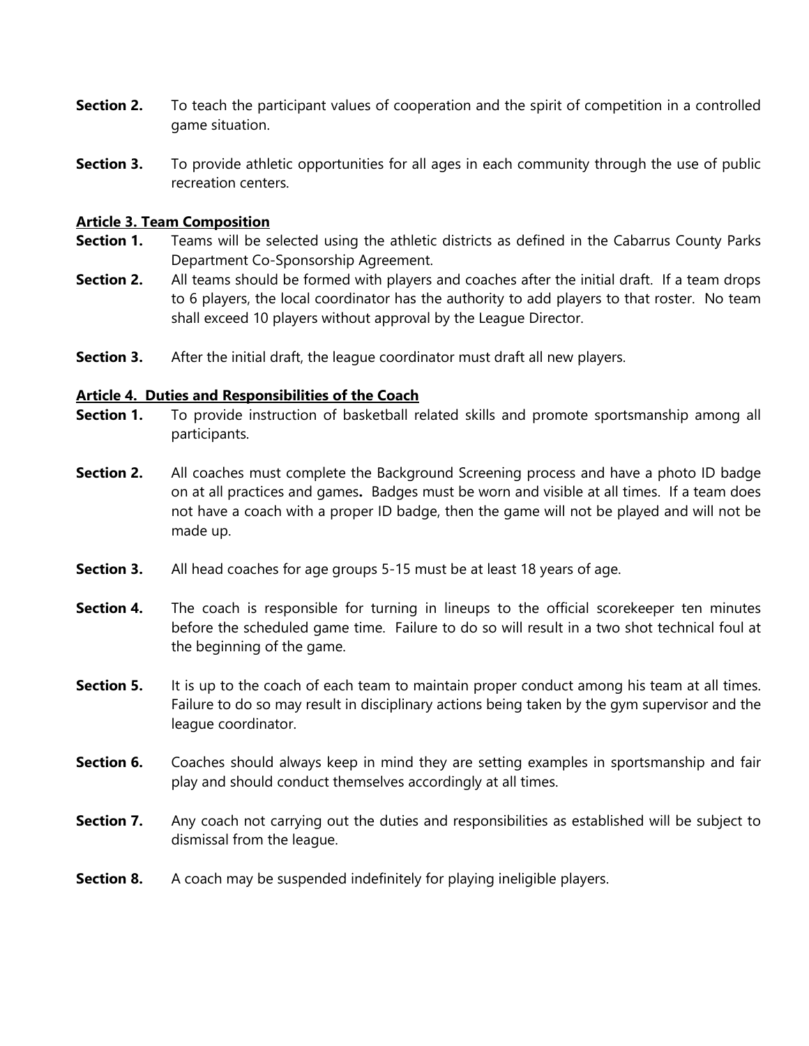**Section 2.** To teach the participant values of cooperation and the spirit of competition in a controlled game situation.

**Section 3.** To provide athletic opportunities for all ages in each community through the use of public recreation centers.

## Article 3. Team Composition

**Section 1.** Teams will be selected using the athletic districts as defined in the Cabarrus County Parks Department Co-Sponsorship Agreement.

**Section 2.** All teams should be formed with players and coaches after the initial draft. If a team drops to 6 players, the local coordinator has the authority to add players to that roster. No team shall exceed 10 players without approval by the League Director.

**Section 3.** After the initial draft, the league coordinator must draft all new players.

## Article 4. Duties and Responsibilities of the Coach

**Section 1.** To provide instruction of basketball related skills and promote sportsmanship among all participants.

**Section 2.** All coaches must complete the Background Screening process and have a photo ID badge on at all practices and games**.** Badges must be worn and visible at all times. If a team does not have a coach with a proper ID badge, then the game will not be played and will not be made up.

**Section 3.** All head coaches for age groups 5-15 must be at least 18 years of age.

**Section 4.** The coach is responsible for turning in lineups to the official scorekeeper ten minutes before the scheduled game time. Failure to do so will result in a two shot technical foul at the beginning of the game.

**Section 5.** It is up to the coach of each team to maintain proper conduct among his team at all times. Failure to do so may result in disciplinary actions being taken by the gym supervisor and the league coordinator.

**Section 6.** Coaches should always keep in mind they are setting examples in sportsmanship and fair play and should conduct themselves accordingly at all times.

**Section 7.** Any coach not carrying out the duties and responsibilities as established will be subject to dismissal from the league.

**Section 8.** A coach may be suspended indefinitely for playing ineligible players.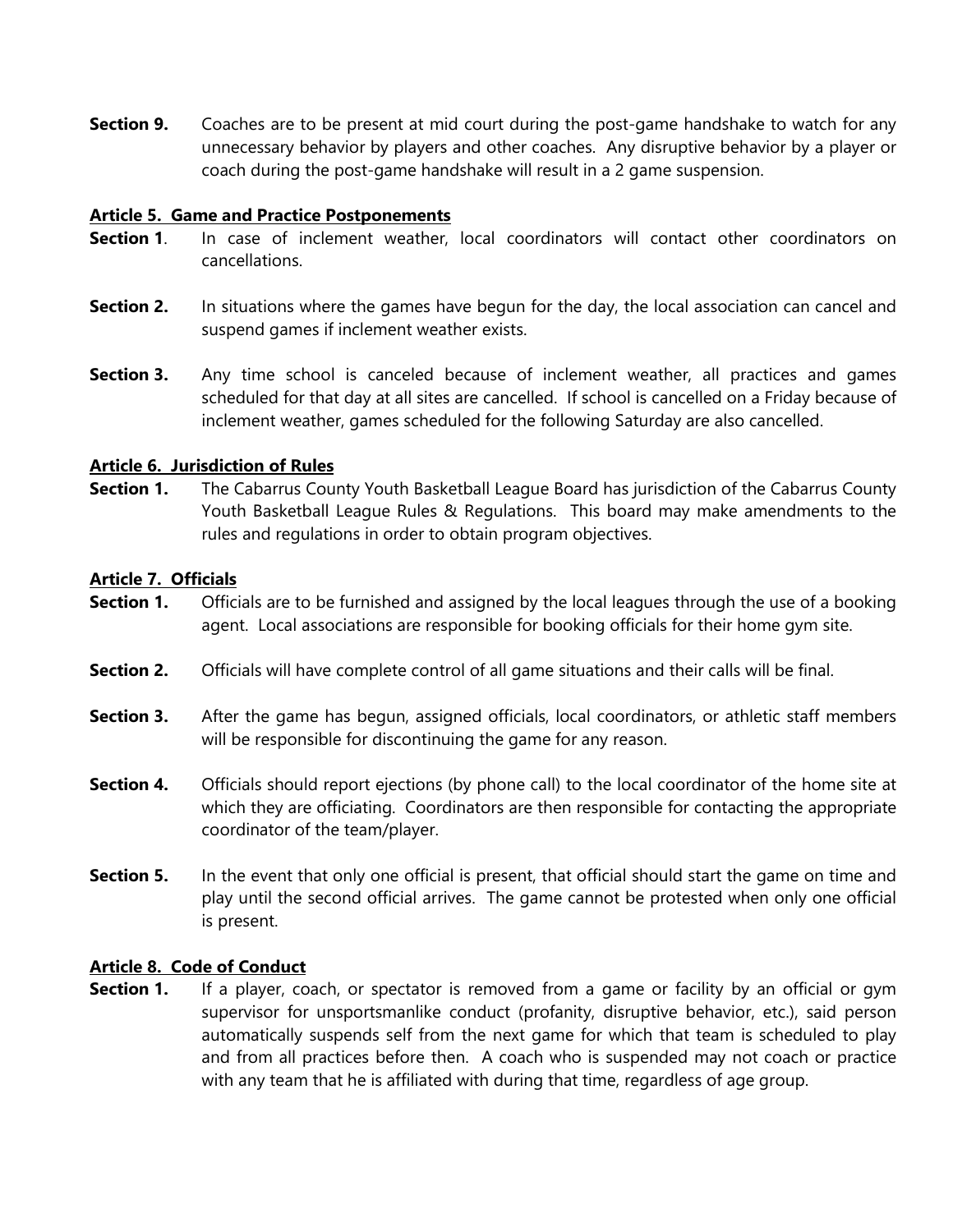**Section 9.** Coaches are to be present at mid court during the post-game handshake to watch for any unnecessary behavior by players and other coaches. Any disruptive behavior by a player or coach during the post-game handshake will result in a 2 game suspension.

**Article 5. Game and Practice Postponements**

**Section 1**. In case of inclement weather, local coordinators will contact other coordinators on cancellations.

**Section 2.** In situations where the games have begun for the day, the local association can cancel and suspend games if inclement weather exists.

**Section 3.** Any time school is canceled because of inclement weather, all practices and games scheduled for that day at all sites are cancelled. If school is cancelled on a Friday because of inclement weather, games scheduled for the following Saturday are also cancelled.

**Article 6. Jurisdiction of Rules**

**Section 1.** The Cabarrus County Youth Basketball League Board has jurisdiction of the Cabarrus County Youth Basketball League Rules & Regulations. This board may make amendments to the rules and regulations in order to obtain program objectives.

**Article 7. Officials**

**Section 1.** Officials are to be furnished and assigned by the local leagues through the use of a booking agent. Local associations are responsible for booking officials for their home gym site.

**Section 2.** Officials will have complete control of all game situations and their calls will be final.

**Section 3.** After the game has begun, assigned officials, local coordinators, or athletic staff members will be responsible for discontinuing the game for any reason.

**Section 4.** Officials should report ejections (by phone call) to the local coordinator of the home site at which they are officiating. Coordinators are then responsible for contacting the appropriate coordinator of the team/player.

**Section 5.** In the event that only one official is present, that official should start the game on time and play until the second official arrives. The game cannot be protested when only one official is present.

**Article 8. Code of Conduct**

**Section 1.** If a player, coach, or spectator is removed from a game or facility by an official or gym supervisor for unsportsmanlike conduct (profanity, disruptive behavior, etc.), said person automatically suspends self from the next game for which that team is scheduled to play and from all practices before then. A coach who is suspended may not coach or practice with any team that he is affiliated with during that time, regardless of age group.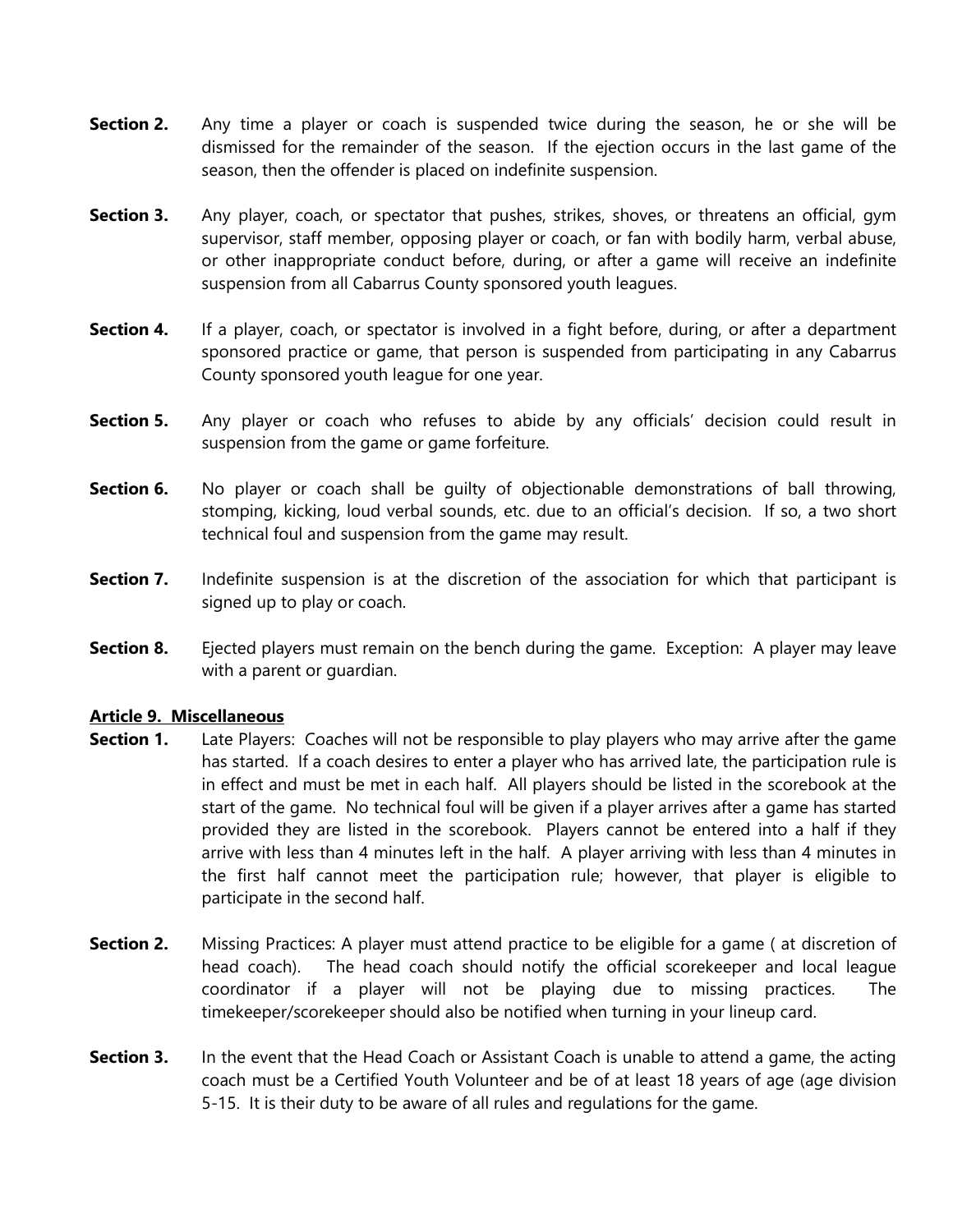**Section 2.** Any time a player or coach is suspended twice during the season, he or she will be dismissed for the remainder of the season. If the ejection occurs in the last game of the season, then the offender is placed on indefinite suspension.

**Section 3.** Any player, coach, or spectator that pushes, strikes, shoves, or threatens an official, gym supervisor, staff member, opposing player or coach, or fan with bodily harm, verbal abuse, or other inappropriate conduct before, during, or after a game will receive an indefinite suspension from all Cabarrus County sponsored youth leagues.

**Section 4.** If a player, coach, or spectator is involved in a fight before, during, or after a department sponsored practice or game, that person is suspended from participating in any Cabarrus County sponsored youth league for one year.

**Section 5.** Any player or coach who refuses to abide by any officials' decision could result in suspension from the game or game forfeiture.

**Section 6.** No player or coach shall be guilty of objectionable demonstrations of ball throwing, stomping, kicking, loud verbal sounds, etc. due to an official's decision. If so, a two short technical foul and suspension from the game may result.

**Section 7.** Indefinite suspension is at the discretion of the association for which that participant is signed up to play or coach.

**Section 8.** Ejected players must remain on the bench during the game. Exception: A player may leave with a parent or guardian.

**Article 9. Miscellaneous**

**Section 1.** Late Players: Coaches will not be responsible to play players who may arrive after the game has started. If a coach desires to enter a player who has arrived late, the participation rule is in effect and must be met in each half. All players should be listed in the scorebook at the start of the game. No technical foul will be given if a player arrives after a game has started provided they are listed in the scorebook. Players cannot be entered into a half if they arrive with less than 4 minutes left in the half. A player arriving with less than 4 minutes in the first half cannot meet the participation rule; however, that player is eligible to participate in the second half.

**Section 2.** Missing Practices: A player must attend practice to be eligible for a game ( at discretion of head coach). The head coach should notify the official scorekeeper and local league coordinator if a player will not be playing due to missing practices. The timekeeper/scorekeeper should also be notified when turning in your lineup card.

**Section 3.** In the event that the Head Coach or Assistant Coach is unable to attend a game, the acting coach must be a Certified Youth Volunteer and be of at least 18 years of age (age division 5-15. It is their duty to be aware of all rules and regulations for the game.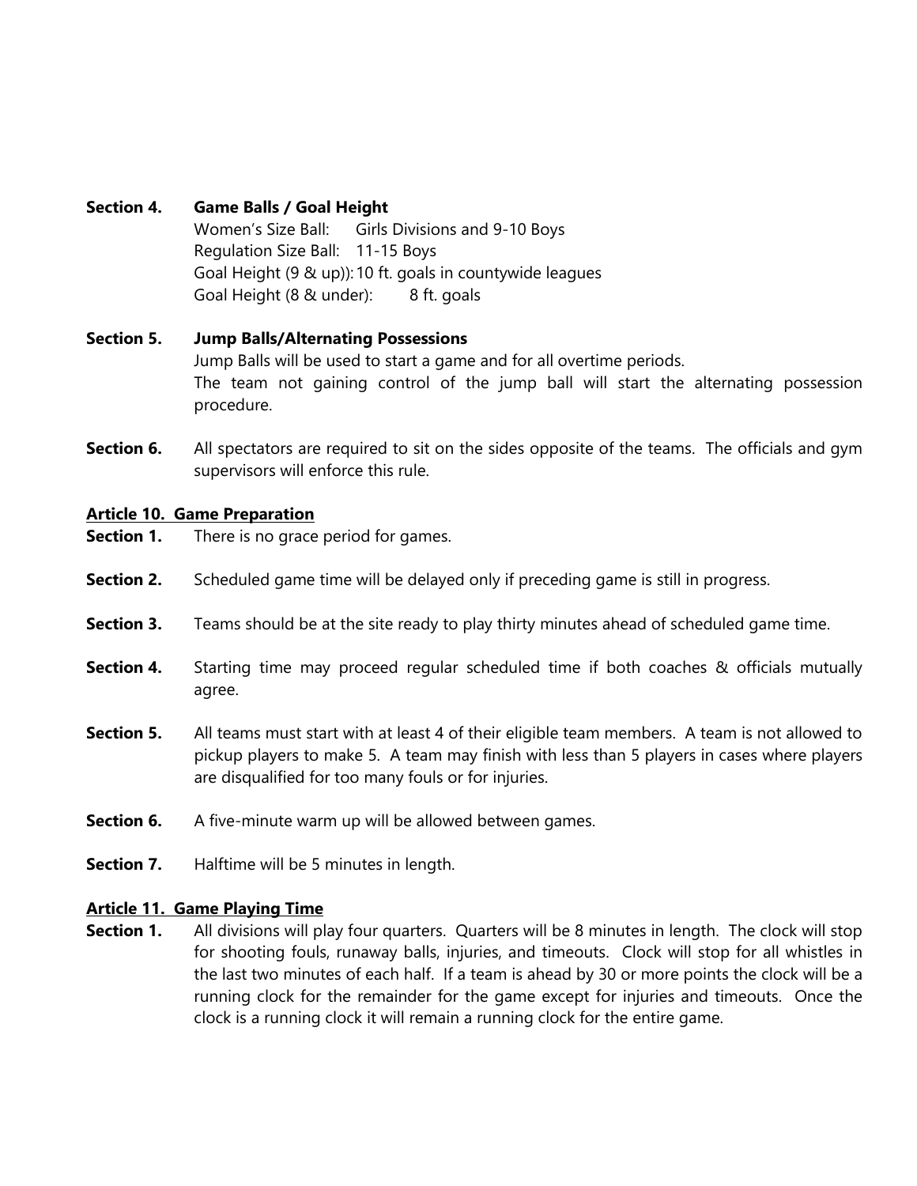**Section 4.** **Game Balls / Goal Height**

Women's Size Ball: Girls Divisions and 9-10 Boys
Regulation Size Ball: 11-15 Boys
Goal Height (9 & up)): 10 ft. goals in countywide leagues
Goal Height (8 & under): 8 ft. goals

**Section 5.** **Jump Balls/Alternating Possessions**

Jump Balls will be used to start a game and for all overtime periods.
The team not gaining control of the jump ball will start the alternating possession procedure.

**Section 6.** All spectators are required to sit on the sides opposite of the teams. The officials and gym supervisors will enforce this rule.

## Article 10. Game Preparation

**Section 1.** There is no grace period for games.

**Section 2.** Scheduled game time will be delayed only if preceding game is still in progress.

**Section 3.** Teams should be at the site ready to play thirty minutes ahead of scheduled game time.

**Section 4.** Starting time may proceed regular scheduled time if both coaches & officials mutually agree.

**Section 5.** All teams must start with at least 4 of their eligible team members. A team is not allowed to pickup players to make 5. A team may finish with less than 5 players in cases where players are disqualified for too many fouls or for injuries.

**Section 6.** A five-minute warm up will be allowed between games.

**Section 7.** Halftime will be 5 minutes in length.

## Article 11. Game Playing Time

**Section 1.** All divisions will play four quarters. Quarters will be 8 minutes in length. The clock will stop for shooting fouls, runaway balls, injuries, and timeouts. Clock will stop for all whistles in the last two minutes of each half. If a team is ahead by 30 or more points the clock will be a running clock for the remainder for the game except for injuries and timeouts. Once the clock is a running clock it will remain a running clock for the entire game.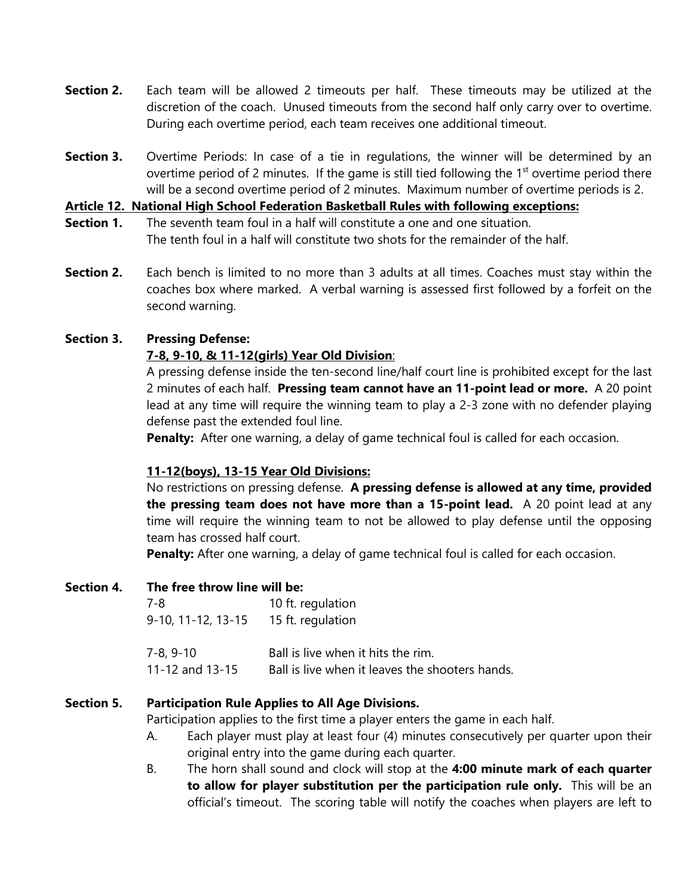**Section 2.** Each team will be allowed 2 timeouts per half. These timeouts may be utilized at the discretion of the coach. Unused timeouts from the second half only carry over to overtime. During each overtime period, each team receives one additional timeout.

**Section 3.** Overtime Periods: In case of a tie in regulations, the winner will be determined by an overtime period of 2 minutes. If the game is still tied following the 1st overtime period there will be a second overtime period of 2 minutes. Maximum number of overtime periods is 2.

**Article 12. National High School Federation Basketball Rules with following exceptions:**

**Section 1.** The seventh team foul in a half will constitute a one and one situation. The tenth foul in a half will constitute two shots for the remainder of the half.

**Section 2.** Each bench is limited to no more than 3 adults at all times. Coaches must stay within the coaches box where marked. A verbal warning is assessed first followed by a forfeit on the second warning.

**Section 3. Pressing Defense:**

**7-8, 9-10, & 11-12(girls) Year Old Division**:

A pressing defense inside the ten-second line/half court line is prohibited except for the last 2 minutes of each half. **Pressing team cannot have an 11-point lead or more.** A 20 point lead at any time will require the winning team to play a 2-3 zone with no defender playing defense past the extended foul line.

**Penalty:** After one warning, a delay of game technical foul is called for each occasion.

**11-12(boys), 13-15 Year Old Divisions:**

No restrictions on pressing defense. **A pressing defense is allowed at any time, provided the pressing team does not have more than a 15-point lead.** A 20 point lead at any time will require the winning team to not be allowed to play defense until the opposing team has crossed half court.

**Penalty:** After one warning, a delay of game technical foul is called for each occasion.

**Section 4. The free throw line will be:**

| | |
|---|---|
| 7-8 | 10 ft. regulation |
| 9-10, 11-12, 13-15 | 15 ft. regulation |

| | |
|---|---|
| 7-8, 9-10 | Ball is live when it hits the rim. |
| 11-12 and 13-15 | Ball is live when it leaves the shooters hands. |

**Section 5. Participation Rule Applies to All Age Divisions.**

Participation applies to the first time a player enters the game in each half.

A. Each player must play at least four (4) minutes consecutively per quarter upon their original entry into the game during each quarter.

B. The horn shall sound and clock will stop at the **4:00 minute mark of each quarter to allow for player substitution per the participation rule only.** This will be an official's timeout. The scoring table will notify the coaches when players are left to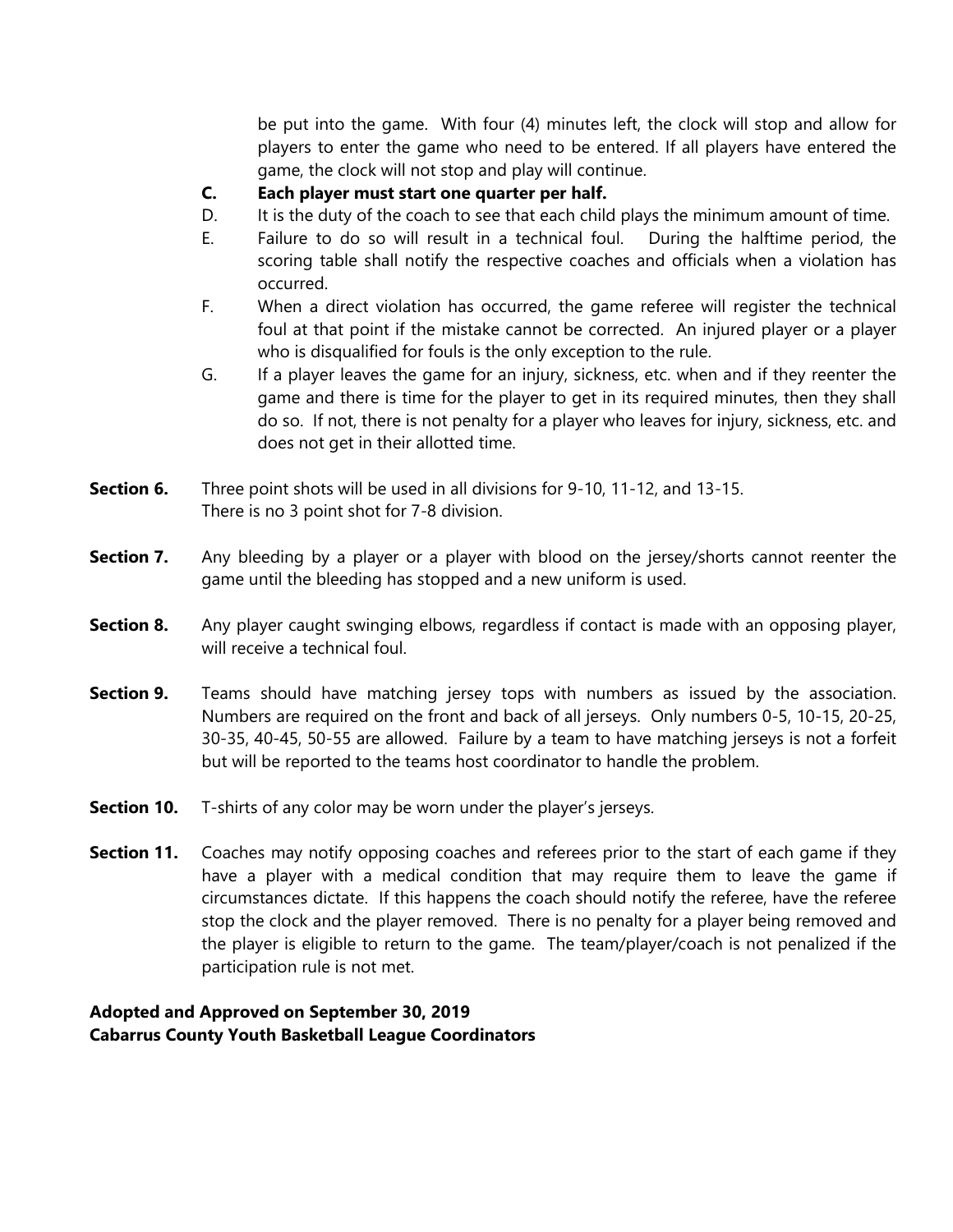be put into the game. With four (4) minutes left, the clock will stop and allow for players to enter the game who need to be entered. If all players have entered the game, the clock will not stop and play will continue.

**C. Each player must start one quarter per half.**

D. It is the duty of the coach to see that each child plays the minimum amount of time.

E. Failure to do so will result in a technical foul. During the halftime period, the scoring table shall notify the respective coaches and officials when a violation has occurred.

F. When a direct violation has occurred, the game referee will register the technical foul at that point if the mistake cannot be corrected. An injured player or a player who is disqualified for fouls is the only exception to the rule.

G. If a player leaves the game for an injury, sickness, etc. when and if they reenter the game and there is time for the player to get in its required minutes, then they shall do so. If not, there is not penalty for a player who leaves for injury, sickness, etc. and does not get in their allotted time.

**Section 6.** Three point shots will be used in all divisions for 9-10, 11-12, and 13-15. There is no 3 point shot for 7-8 division.

**Section 7.** Any bleeding by a player or a player with blood on the jersey/shorts cannot reenter the game until the bleeding has stopped and a new uniform is used.

**Section 8.** Any player caught swinging elbows, regardless if contact is made with an opposing player, will receive a technical foul.

**Section 9.** Teams should have matching jersey tops with numbers as issued by the association. Numbers are required on the front and back of all jerseys. Only numbers 0-5, 10-15, 20-25, 30-35, 40-45, 50-55 are allowed. Failure by a team to have matching jerseys is not a forfeit but will be reported to the teams host coordinator to handle the problem.

**Section 10.** T-shirts of any color may be worn under the player's jerseys.

**Section 11.** Coaches may notify opposing coaches and referees prior to the start of each game if they have a player with a medical condition that may require them to leave the game if circumstances dictate. If this happens the coach should notify the referee, have the referee stop the clock and the player removed. There is no penalty for a player being removed and the player is eligible to return to the game. The team/player/coach is not penalized if the participation rule is not met.

**Adopted and Approved on September 30, 2019**
**Cabarrus County Youth Basketball League Coordinators**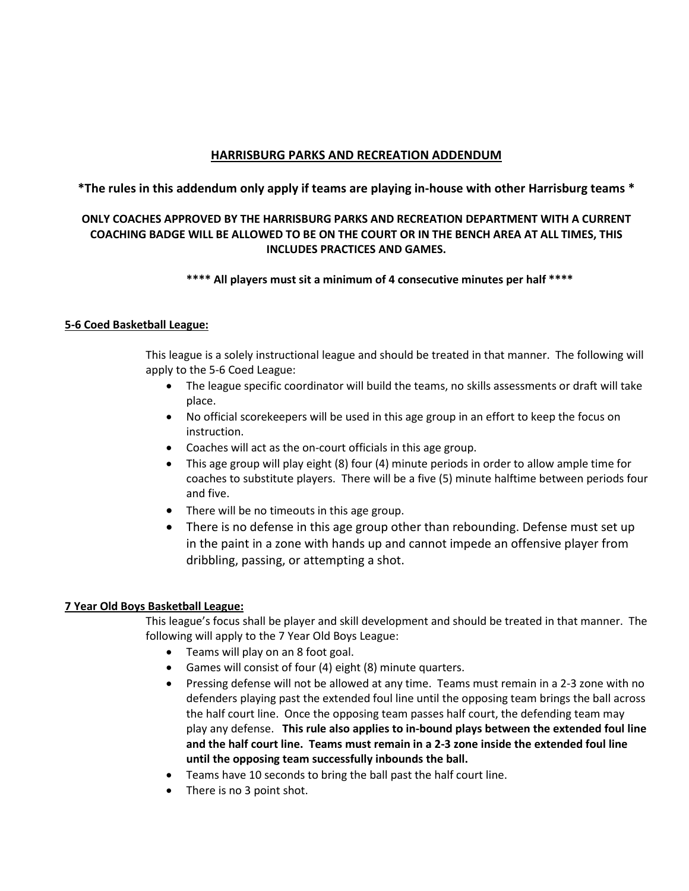## HARRISBURG PARKS AND RECREATION ADDENDUM

**\*The rules in this addendum only apply if teams are playing in-house with other Harrisburg teams \***

**ONLY COACHES APPROVED BY THE HARRISBURG PARKS AND RECREATION DEPARTMENT WITH A CURRENT COACHING BADGE WILL BE ALLOWED TO BE ON THE COURT OR IN THE BENCH AREA AT ALL TIMES, THIS INCLUDES PRACTICES AND GAMES.**

**\*\*\*\* All players must sit a minimum of 4 consecutive minutes per half \*\*\*\***

### 5-6 Coed Basketball League:

This league is a solely instructional league and should be treated in that manner. The following will apply to the 5-6 Coed League:

- The league specific coordinator will build the teams, no skills assessments or draft will take place.
- No official scorekeepers will be used in this age group in an effort to keep the focus on instruction.
- Coaches will act as the on-court officials in this age group.
- This age group will play eight (8) four (4) minute periods in order to allow ample time for coaches to substitute players. There will be a five (5) minute halftime between periods four and five.
- There will be no timeouts in this age group.
- There is no defense in this age group other than rebounding. Defense must set up in the paint in a zone with hands up and cannot impede an offensive player from dribbling, passing, or attempting a shot.

### 7 Year Old Boys Basketball League:

This league's focus shall be player and skill development and should be treated in that manner. The following will apply to the 7 Year Old Boys League:

- Teams will play on an 8 foot goal.
- Games will consist of four (4) eight (8) minute quarters.
- Pressing defense will not be allowed at any time. Teams must remain in a 2-3 zone with no defenders playing past the extended foul line until the opposing team brings the ball across the half court line. Once the opposing team passes half court, the defending team may play any defense. **This rule also applies to in-bound plays between the extended foul line and the half court line. Teams must remain in a 2-3 zone inside the extended foul line until the opposing team successfully inbounds the ball.**
- Teams have 10 seconds to bring the ball past the half court line.
- There is no 3 point shot.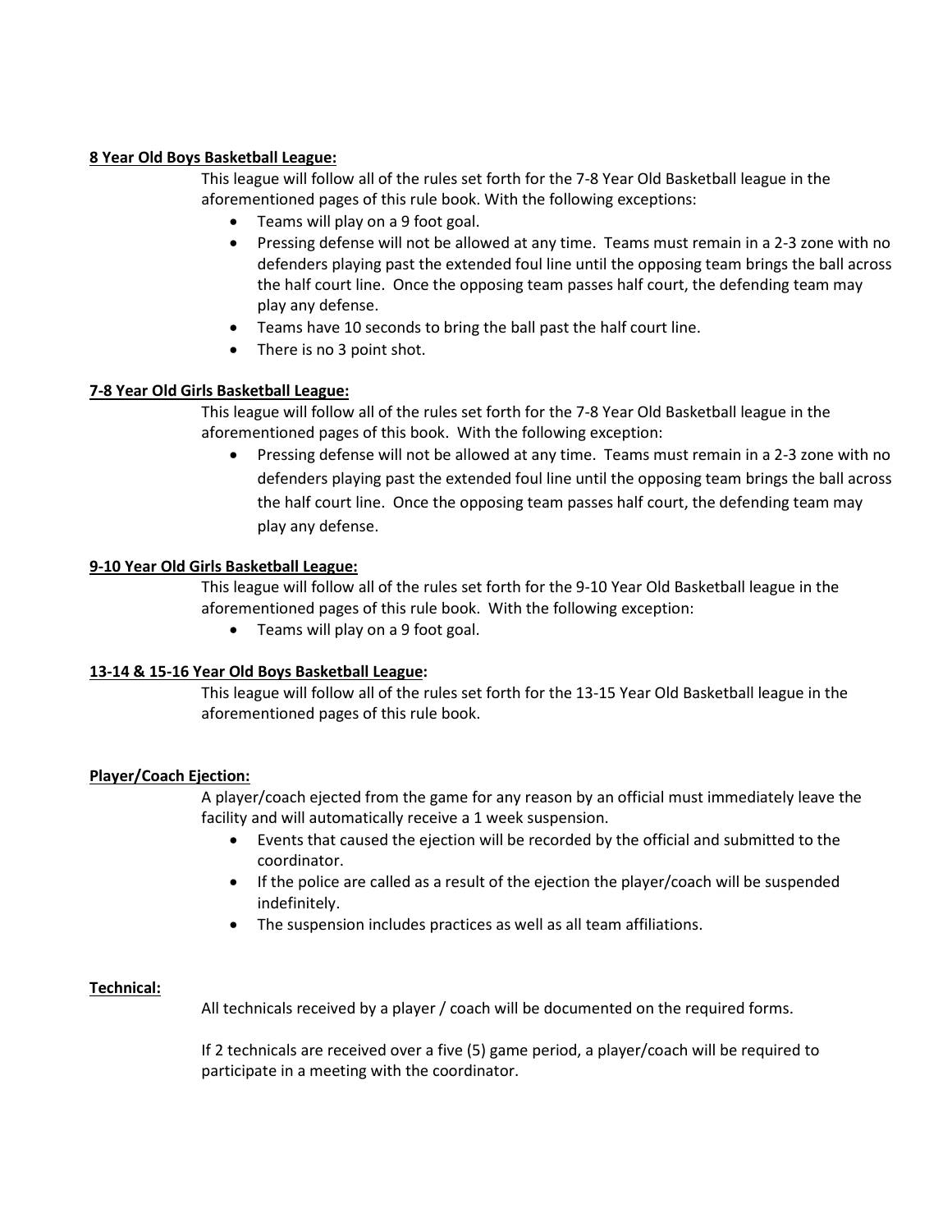**8 Year Old Boys Basketball League:**

This league will follow all of the rules set forth for the 7-8 Year Old Basketball league in the aforementioned pages of this rule book. With the following exceptions:

- Teams will play on a 9 foot goal.
- Pressing defense will not be allowed at any time. Teams must remain in a 2-3 zone with no defenders playing past the extended foul line until the opposing team brings the ball across the half court line. Once the opposing team passes half court, the defending team may play any defense.
- Teams have 10 seconds to bring the ball past the half court line.
- There is no 3 point shot.

**7-8 Year Old Girls Basketball League:**

This league will follow all of the rules set forth for the 7-8 Year Old Basketball league in the aforementioned pages of this book. With the following exception:

- Pressing defense will not be allowed at any time. Teams must remain in a 2-3 zone with no defenders playing past the extended foul line until the opposing team brings the ball across the half court line. Once the opposing team passes half court, the defending team may play any defense.

**9-10 Year Old Girls Basketball League:**

This league will follow all of the rules set forth for the 9-10 Year Old Basketball league in the aforementioned pages of this rule book. With the following exception:

- Teams will play on a 9 foot goal.

**13-14 & 15-16 Year Old Boys Basketball League:**

This league will follow all of the rules set forth for the 13-15 Year Old Basketball league in the aforementioned pages of this rule book.

**Player/Coach Ejection:**

A player/coach ejected from the game for any reason by an official must immediately leave the facility and will automatically receive a 1 week suspension.

- Events that caused the ejection will be recorded by the official and submitted to the coordinator.
- If the police are called as a result of the ejection the player/coach will be suspended indefinitely.
- The suspension includes practices as well as all team affiliations.

**Technical:**

All technicals received by a player / coach will be documented on the required forms.

If 2 technicals are received over a five (5) game period, a player/coach will be required to participate in a meeting with the coordinator.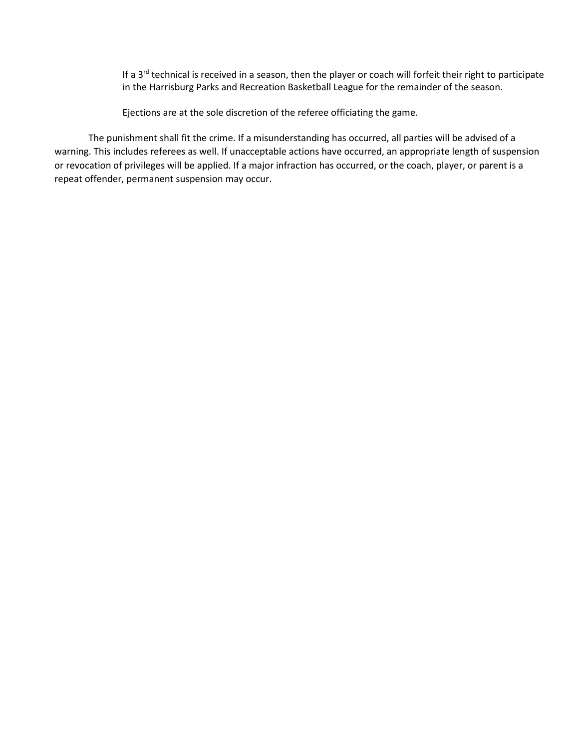If a 3rd technical is received in a season, then the player or coach will forfeit their right to participate in the Harrisburg Parks and Recreation Basketball League for the remainder of the season.

Ejections are at the sole discretion of the referee officiating the game.

The punishment shall fit the crime. If a misunderstanding has occurred, all parties will be advised of a warning. This includes referees as well. If unacceptable actions have occurred, an appropriate length of suspension or revocation of privileges will be applied. If a major infraction has occurred, or the coach, player, or parent is a repeat offender, permanent suspension may occur.